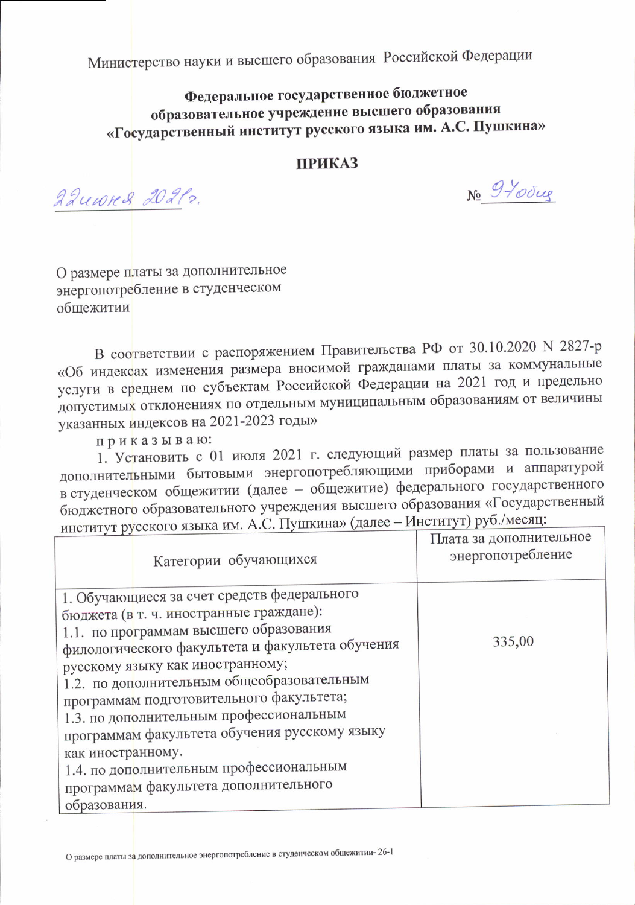Министерство науки и высшего образования Российской Федерации

**Федеральное государственное бюджетное образовательное учреждение высшего образования «Государственный институт русского языка им. А.С. Пушкина»**

**ПРИКАЗ**

22 июня 2021 г. № 97общ

О размере платы за дополнительное энергопотребление в студенческом общежитии

В соответствии с распоряжением Правительства РФ от 30.10.2020 N 2827-р «Об индексах изменения размера вносимой гражданами платы за коммунальные услуги в среднем по субъектам Российской Федерации на 2021 год и предельно допустимых отклонениях по отдельным муниципальным образованиям от величины указанных индексов на 2021-2023 годы»

п р и к а з ы в а ю:

1. Установить с 01 июля 2021 г. следующий размер платы за пользование дополнительными бытовыми энергопотребляющими приборами и аппаратурой в студенческом общежитии (далее – общежитие) федерального государственного бюджетного образовательного учреждения высшего образования «Государственный институт русского языка им. А.С. Пушкина» (далее – Институт) руб./месяц:

| Категории обучающихся | Плата за дополнительное энергопотребление |
|---|---|
| 1. Обучающиеся за счет средств федерального бюджета (в т. ч. иностранные граждане):<br>1.1. по программам высшего образования филологического факультета и факультета обучения русскому языку как иностранному;<br>1.2. по дополнительным общеобразовательным программам подготовительного факультета;<br>1.3. по дополнительным профессиональным программам факультета обучения русскому языку как иностранному.<br>1.4. по дополнительным профессиональным программам факультета дополнительного образования. | 335,00 |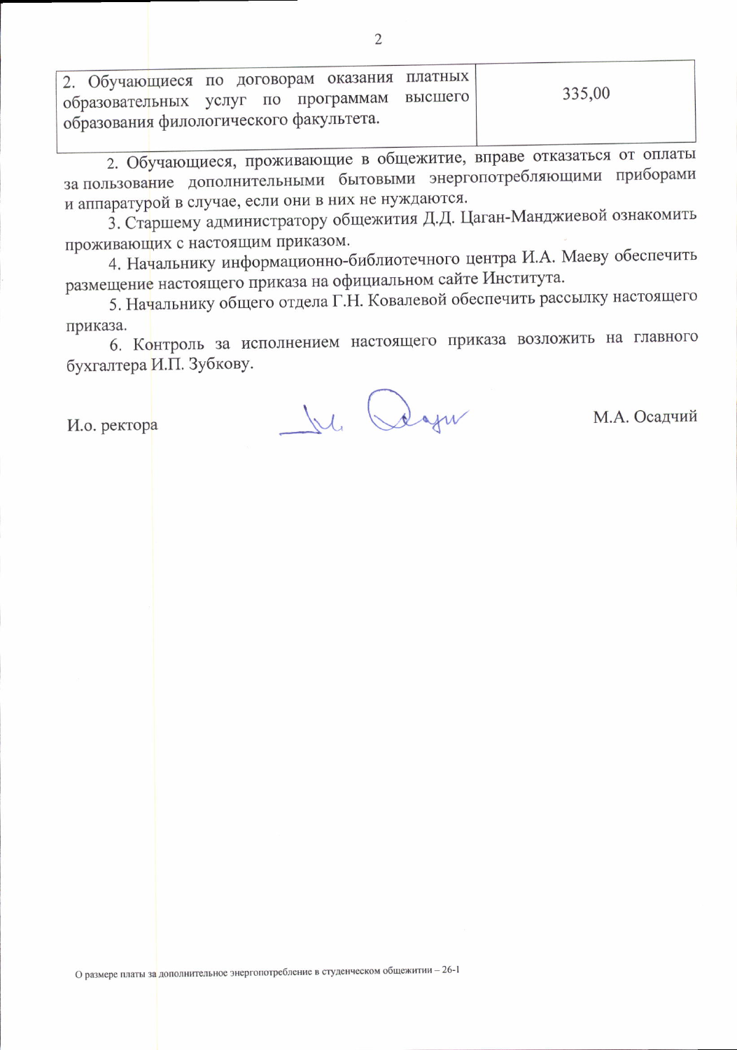| | |
|---|---|
| 2. Обучающиеся по договорам оказания платных образовательных услуг по программам высшего образования филологического факультета. | 335,00 |

2. Обучающиеся, проживающие в общежитие, вправе отказаться от оплаты за пользование дополнительными бытовыми энергопотребляющими приборами и аппаратурой в случае, если они в них не нуждаются.

3. Старшему администратору общежития Д.Д. Цаган-Манджиевой ознакомить проживающих с настоящим приказом.

4. Начальнику информационно-библиотечного центра И.А. Маеву обеспечить размещение настоящего приказа на официальном сайте Института.

5. Начальнику общего отдела Г.Н. Ковалевой обеспечить рассылку настоящего приказа.

6. Контроль за исполнением настоящего приказа возложить на главного бухгалтера И.П. Зубкову.

И.о. ректора М.А. Осадчий

О размере платы за дополнительное энергопотребление в студенческом общежитии – 26-1